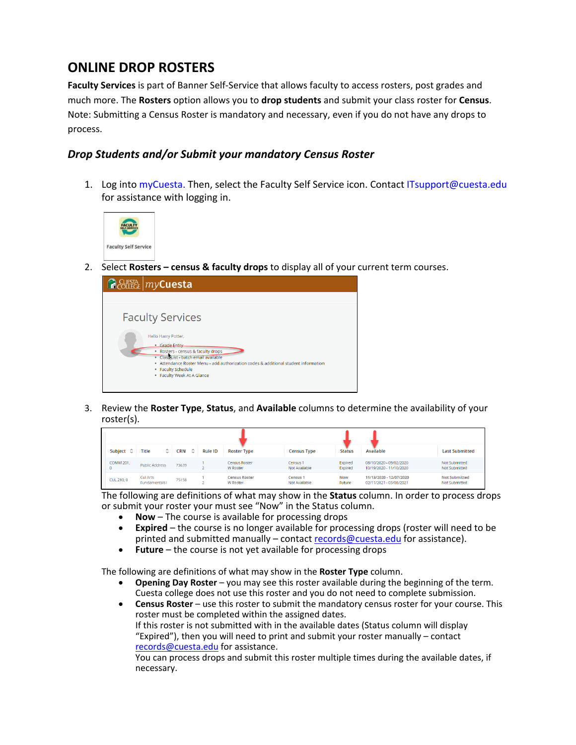# ONLINE DROP ROSTERS

**Faculty Services** is part of Banner Self-Service that allows faculty to access rosters, post grades and much more. The **Rosters** option allows you to **drop students** and submit your class roster for **Census**. Note: Submitting a Census Roster is mandatory and necessary, even if you do not have any drops to process.

## *Drop Students and/or Submit your mandatory Census Roster*

1. Log into myCuesta. Then, select the Faculty Self Service icon. Contact ITsupport@cuesta.edu for assistance with logging in.

2. Select **Rosters – census & faculty drops** to display all of your current term courses.

3. Review the **Roster Type**, **Status**, and **Available** columns to determine the availability of your roster(s).

   The following are definitions of what may show in the **Status** column. In order to process drops or submit your roster your must see "Now" in the Status column.
   - **Now** – The course is available for processing drops
   - **Expired** – the course is no longer available for processing drops (roster will need to be printed and submitted manually – contact records@cuesta.edu for assistance).
   - **Future** – the course is not yet available for processing drops

   The following are definitions of what may show in the **Roster Type** column.
   - **Opening Day Roster** – you may see this roster available during the beginning of the term. Cuesta college does not use this roster and you do not need to complete submission.
   - **Census Roster** – use this roster to submit the mandatory census roster for your course. This roster must be completed within the assigned dates.
     If this roster is not submitted with in the available dates (Status column will display "Expired"), then you will need to print and submit your roster manually – contact records@cuesta.edu for assistance.
     You can process drops and submit this roster multiple times during the available dates, if necessary.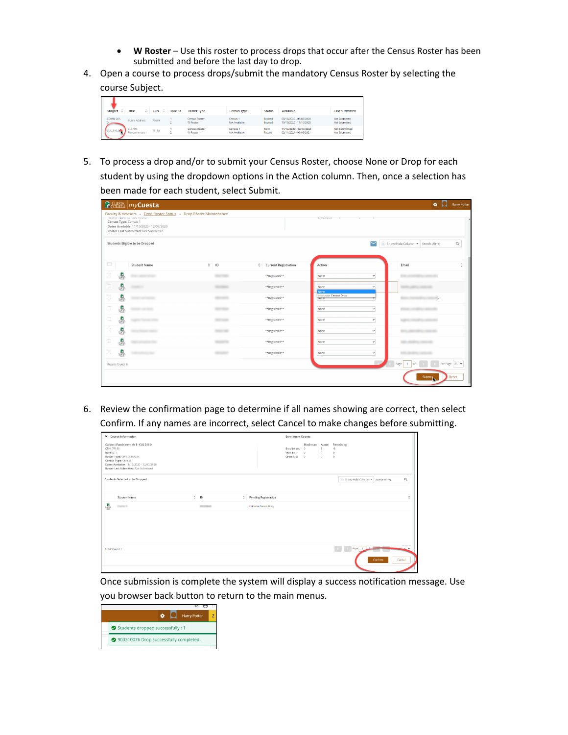- **W Roster** – Use this roster to process drops that occur after the Census Roster has been submitted and before the last day to drop.

4. Open a course to process drops/submit the mandatory Census Roster by selecting the course Subject.

5. To process a drop and/or to submit your Census Roster, choose None or Drop for each student by using the dropdown options in the Action column. Then, once a selection has been made for each student, select Submit.

6. Review the confirmation page to determine if all names showing are correct, then select Confirm. If any names are incorrect, select Cancel to make changes before submitting.

Once submission is complete the system will display a success notification message. Use you browser back button to return to the main menus.